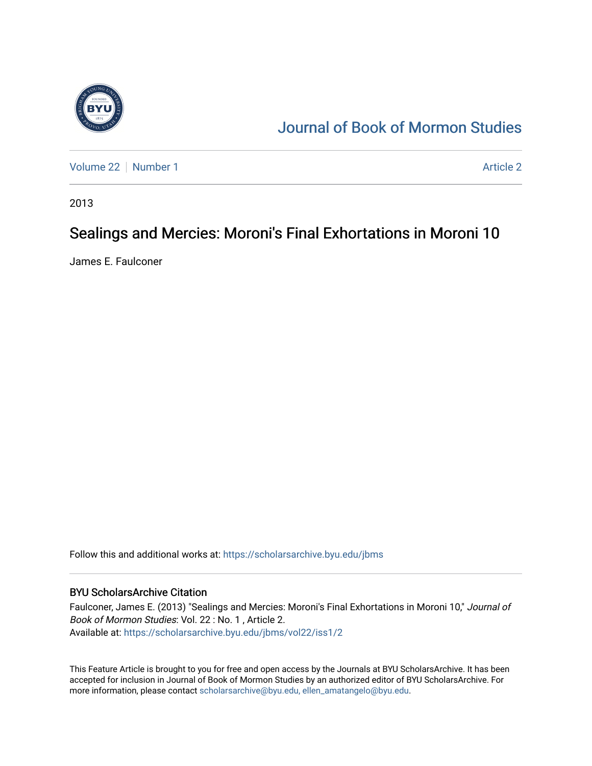# Journal of Book of Mormon Studies

Volume 22 | Number 1 | Article 2

2013

## Sealings and Mercies: Moroni's Final Exhortations in Moroni 10

James E. Faulconer

Follow this and additional works at: https://scholarsarchive.byu.edu/jbms

### BYU ScholarsArchive Citation

Faulconer, James E. (2013) "Sealings and Mercies: Moroni's Final Exhortations in Moroni 10," *Journal of Book of Mormon Studies*: Vol. 22 : No. 1 , Article 2.
Available at: https://scholarsarchive.byu.edu/jbms/vol22/iss1/2

This Feature Article is brought to you for free and open access by the Journals at BYU ScholarsArchive. It has been accepted for inclusion in Journal of Book of Mormon Studies by an authorized editor of BYU ScholarsArchive. For more information, please contact scholarsarchive@byu.edu, ellen_amatangelo@byu.edu.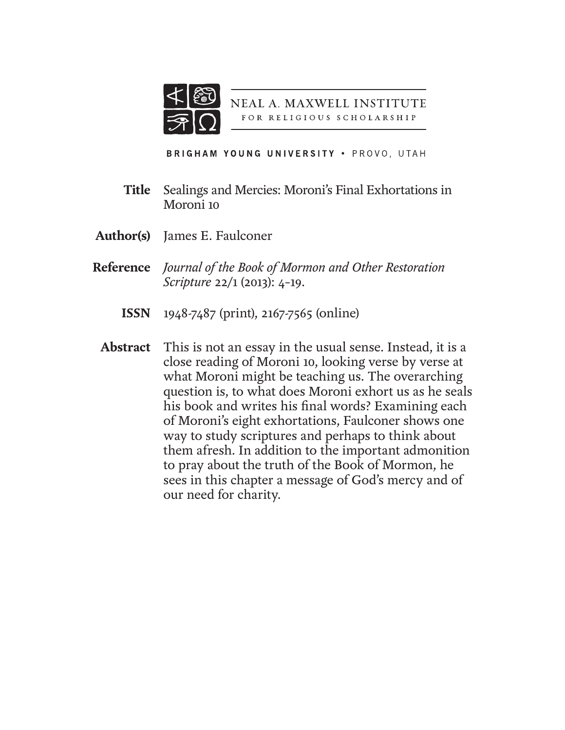NEAL A. MAXWELL INSTITUTE
FOR RELIGIOUS SCHOLARSHIP

BRIGHAM YOUNG UNIVERSITY • PROVO, UTAH

**Title** Sealings and Mercies: Moroni's Final Exhortations in Moroni 10

**Author(s)** James E. Faulconer

**Reference** *Journal of the Book of Mormon and Other Restoration Scripture* 22/1 (2013): 4–19.

**ISSN** 1948-7487 (print), 2167-7565 (online)

**Abstract** This is not an essay in the usual sense. Instead, it is a close reading of Moroni 10, looking verse by verse at what Moroni might be teaching us. The overarching question is, to what does Moroni exhort us as he seals his book and writes his final words? Examining each of Moroni's eight exhortations, Faulconer shows one way to study scriptures and perhaps to think about them afresh. In addition to the important admonition to pray about the truth of the Book of Mormon, he sees in this chapter a message of God's mercy and of our need for charity.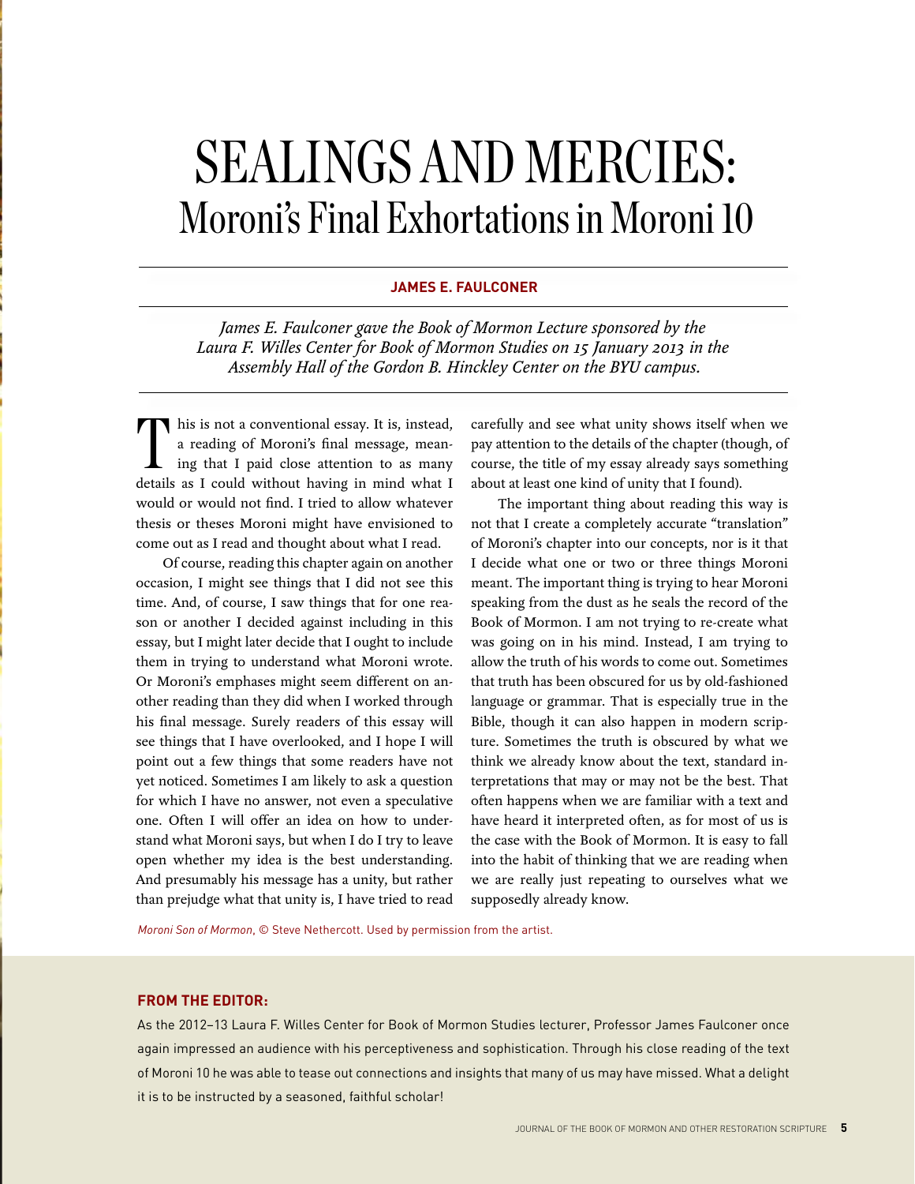# SEALINGS AND MERCIES: Moroni's Final Exhortations in Moroni 10

**JAMES E. FAULCONER**

*James E. Faulconer gave the Book of Mormon Lecture sponsored by the Laura F. Willes Center for Book of Mormon Studies on 15 January 2013 in the Assembly Hall of the Gordon B. Hinckley Center on the BYU campus.*

This is not a conventional essay. It is, instead, a reading of Moroni's final message, meaning that I paid close attention to as many details as I could without having in mind what I would or would not find. I tried to allow whatever thesis or theses Moroni might have envisioned to come out as I read and thought about what I read.

Of course, reading this chapter again on another occasion, I might see things that I did not see this time. And, of course, I saw things that for one reason or another I decided against including in this essay, but I might later decide that I ought to include them in trying to understand what Moroni wrote. Or Moroni's emphases might seem different on another reading than they did when I worked through his final message. Surely readers of this essay will see things that I have overlooked, and I hope I will point out a few things that some readers have not yet noticed. Sometimes I am likely to ask a question for which I have no answer, not even a speculative one. Often I will offer an idea on how to understand what Moroni says, but when I do I try to leave open whether my idea is the best understanding. And presumably his message has a unity, but rather than prejudge what that unity is, I have tried to read carefully and see what unity shows itself when we pay attention to the details of the chapter (though, of course, the title of my essay already says something about at least one kind of unity that I found).

The important thing about reading this way is not that I create a completely accurate "translation" of Moroni's chapter into our concepts, nor is it that I decide what one or two or three things Moroni meant. The important thing is trying to hear Moroni speaking from the dust as he seals the record of the Book of Mormon. I am not trying to re-create what was going on in his mind. Instead, I am trying to allow the truth of his words to come out. Sometimes that truth has been obscured for us by old-fashioned language or grammar. That is especially true in the Bible, though it can also happen in modern scripture. Sometimes the truth is obscured by what we think we already know about the text, standard interpretations that may or may not be the best. That often happens when we are familiar with a text and have heard it interpreted often, as for most of us is the case with the Book of Mormon. It is easy to fall into the habit of thinking that we are reading when we are really just repeating to ourselves what we supposedly already know.

*Moroni Son of Mormon*, © Steve Nethercott. Used by permission from the artist.

**FROM THE EDITOR:**

As the 2012–13 Laura F. Willes Center for Book of Mormon Studies lecturer, Professor James Faulconer once again impressed an audience with his perceptiveness and sophistication. Through his close reading of the text of Moroni 10 he was able to tease out connections and insights that many of us may have missed. What a delight it is to be instructed by a seasoned, faithful scholar!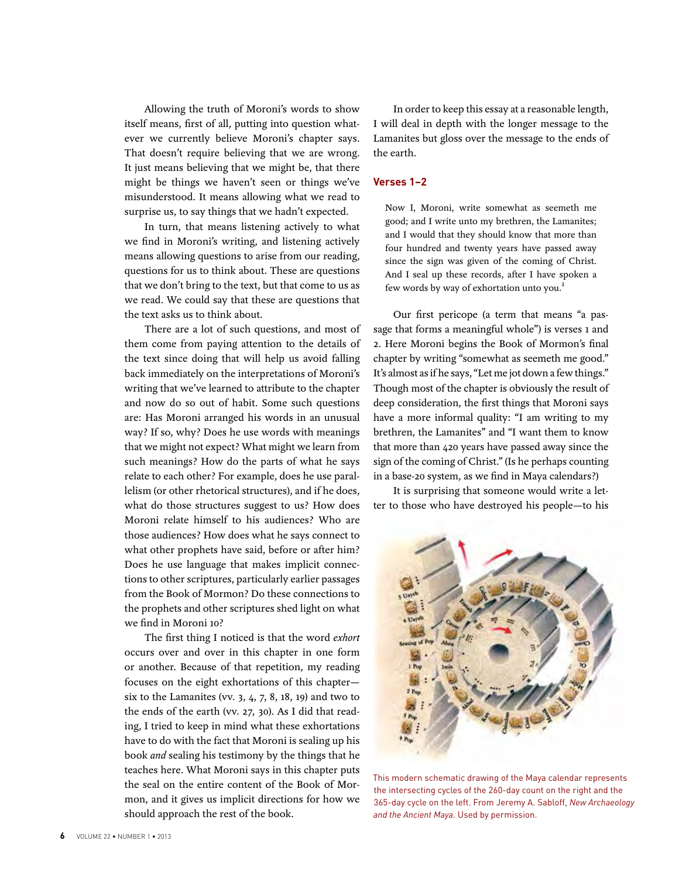Allowing the truth of Moroni's words to show itself means, first of all, putting into question whatever we currently believe Moroni's chapter says. That doesn't require believing that we are wrong. It just means believing that we might be, that there might be things we haven't seen or things we've misunderstood. It means allowing what we read to surprise us, to say things that we hadn't expected.

In turn, that means listening actively to what we find in Moroni's writing, and listening actively means allowing questions to arise from our reading, questions for us to think about. These are questions that we don't bring to the text, but that come to us as we read. We could say that these are questions that the text asks us to think about.

There are a lot of such questions, and most of them come from paying attention to the details of the text since doing that will help us avoid falling back immediately on the interpretations of Moroni's writing that we've learned to attribute to the chapter and now do so out of habit. Some such questions are: Has Moroni arranged his words in an unusual way? If so, why? Does he use words with meanings that we might not expect? What might we learn from such meanings? How do the parts of what he says relate to each other? For example, does he use parallelism (or other rhetorical structures), and if he does, what do those structures suggest to us? How does Moroni relate himself to his audiences? Who are those audiences? How does what he says connect to what other prophets have said, before or after him? Does he use language that makes implicit connections to other scriptures, particularly earlier passages from the Book of Mormon? Do these connections to the prophets and other scriptures shed light on what we find in Moroni 10?

The first thing I noticed is that the word *exhort* occurs over and over in this chapter in one form or another. Because of that repetition, my reading focuses on the eight exhortations of this chapter—six to the Lamanites (vv. 3, 4, 7, 8, 18, 19) and two to the ends of the earth (vv. 27, 30). As I did that reading, I tried to keep in mind what these exhortations have to do with the fact that Moroni is sealing up his book *and* sealing his testimony by the things that he teaches here. What Moroni says in this chapter puts the seal on the entire content of the Book of Mormon, and it gives us implicit directions for how we should approach the rest of the book.

In order to keep this essay at a reasonable length, I will deal in depth with the longer message to the Lamanites but gloss over the message to the ends of the earth.

### Verses 1–2

> Now I, Moroni, write somewhat as seemeth me good; and I write unto my brethren, the Lamanites; and I would that they should know that more than four hundred and twenty years have passed away since the sign was given of the coming of Christ. And I seal up these records, after I have spoken a few words by way of exhortation unto you.[1]

Our first pericope (a term that means "a passage that forms a meaningful whole") is verses 1 and 2. Here Moroni begins the Book of Mormon's final chapter by writing "somewhat as seemeth me good." It's almost as if he says, "Let me jot down a few things." Though most of the chapter is obviously the result of deep consideration, the first things that Moroni says have a more informal quality: "I am writing to my brethren, the Lamanites" and "I want them to know that more than 420 years have passed away since the sign of the coming of Christ." (Is he perhaps counting in a base-20 system, as we find in Maya calendars?)

It is surprising that someone would write a letter to those who have destroyed his people—to his

This modern schematic drawing of the Maya calendar represents the intersecting cycles of the 260-day count on the right and the 365-day cycle on the left. From Jeremy A. Sabloff, *New Archaeology and the Ancient Maya.* Used by permission.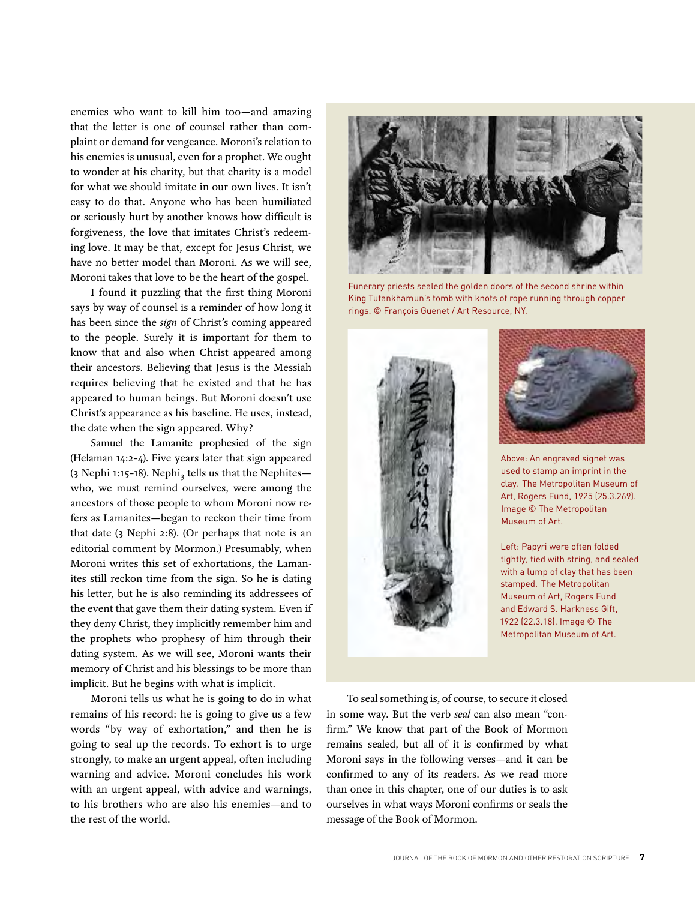enemies who want to kill him too—and amazing that the letter is one of counsel rather than complaint or demand for vengeance. Moroni's relation to his enemies is unusual, even for a prophet. We ought to wonder at his charity, but that charity is a model for what we should imitate in our own lives. It isn't easy to do that. Anyone who has been humiliated or seriously hurt by another knows how difficult is forgiveness, the love that imitates Christ's redeeming love. It may be that, except for Jesus Christ, we have no better model than Moroni. As we will see, Moroni takes that love to be the heart of the gospel.

I found it puzzling that the first thing Moroni says by way of counsel is a reminder of how long it has been since the *sign* of Christ's coming appeared to the people. Surely it is important for them to know that and also when Christ appeared among their ancestors. Believing that Jesus is the Messiah requires believing that he existed and that he has appeared to human beings. But Moroni doesn't use Christ's appearance as his baseline. He uses, instead, the date when the sign appeared. Why?

Samuel the Lamanite prophesied of the sign (Helaman 14:2–4). Five years later that sign appeared (3 Nephi 1:15–18). Nephi$_3$ tells us that the Nephites—who, we must remind ourselves, were among the ancestors of those people to whom Moroni now refers as Lamanites—began to reckon their time from that date (3 Nephi 2:8). (Or perhaps that note is an editorial comment by Mormon.) Presumably, when Moroni writes this set of exhortations, the Lamanites still reckon time from the sign. So he is dating his letter, but he is also reminding its addressees of the event that gave them their dating system. Even if they deny Christ, they implicitly remember him and the prophets who prophesy of him through their dating system. As we will see, Moroni wants their memory of Christ and his blessings to be more than implicit. But he begins with what is implicit.

Moroni tells us what he is going to do in what remains of his record: he is going to give us a few words "by way of exhortation," and then he is going to seal up the records. To exhort is to urge strongly, to make an urgent appeal, often including warning and advice. Moroni concludes his work with an urgent appeal, with advice and warnings, to his brothers who are also his enemies—and to the rest of the world.

Funerary priests sealed the golden doors of the second shrine within King Tutankhamun's tomb with knots of rope running through copper rings. © François Guenet / Art Resource, NY.

Above: An engraved signet was used to stamp an imprint in the clay. The Metropolitan Museum of Art, Rogers Fund, 1925 (25.3.269). Image © The Metropolitan Museum of Art.

Left: Papyri were often folded tightly, tied with string, and sealed with a lump of clay that has been stamped. The Metropolitan Museum of Art, Rogers Fund and Edward S. Harkness Gift, 1922 (22.3.18). Image © The Metropolitan Museum of Art.

To seal something is, of course, to secure it closed in some way. But the verb *seal* can also mean "confirm." We know that part of the Book of Mormon remains sealed, but all of it is confirmed by what Moroni says in the following verses—and it can be confirmed to any of its readers. As we read more than once in this chapter, one of our duties is to ask ourselves in what ways Moroni confirms or seals the message of the Book of Mormon.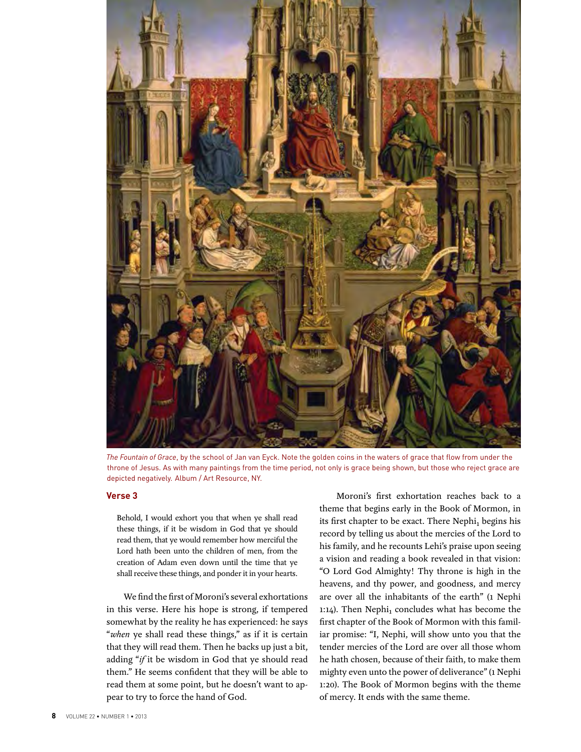*The Fountain of Grace*, by the school of Jan van Eyck. Note the golden coins in the waters of grace that flow from under the throne of Jesus. As with many paintings from the time period, not only is grace being shown, but those who reject grace are depicted negatively. Album / Art Resource, NY.

## Verse 3

> Behold, I would exhort you that when ye shall read these things, if it be wisdom in God that ye should read them, that ye would remember how merciful the Lord hath been unto the children of men, from the creation of Adam even down until the time that ye shall receive these things, and ponder it in your hearts.

We find the first of Moroni's several exhortations in this verse. Here his hope is strong, if tempered somewhat by the reality he has experienced: he says "*when* ye shall read these things," as if it is certain that they will read them. Then he backs up just a bit, adding "*if* it be wisdom in God that ye should read them." He seems confident that they will be able to read them at some point, but he doesn't want to appear to try to force the hand of God.

Moroni's first exhortation reaches back to a theme that begins early in the Book of Mormon, in its first chapter to be exact. There $Nephi_1$ begins his record by telling us about the mercies of the Lord to his family, and he recounts Lehi's praise upon seeing a vision and reading a book revealed in that vision: "O Lord God Almighty! Thy throne is high in the heavens, and thy power, and goodness, and mercy are over all the inhabitants of the earth" (1 Nephi 1:14). Then $Nephi_1$ concludes what has become the first chapter of the Book of Mormon with this familiar promise: "I, Nephi, will show unto you that the tender mercies of the Lord are over all those whom he hath chosen, because of their faith, to make them mighty even unto the power of deliverance" (1 Nephi 1:20). The Book of Mormon begins with the theme of mercy. It ends with the same theme.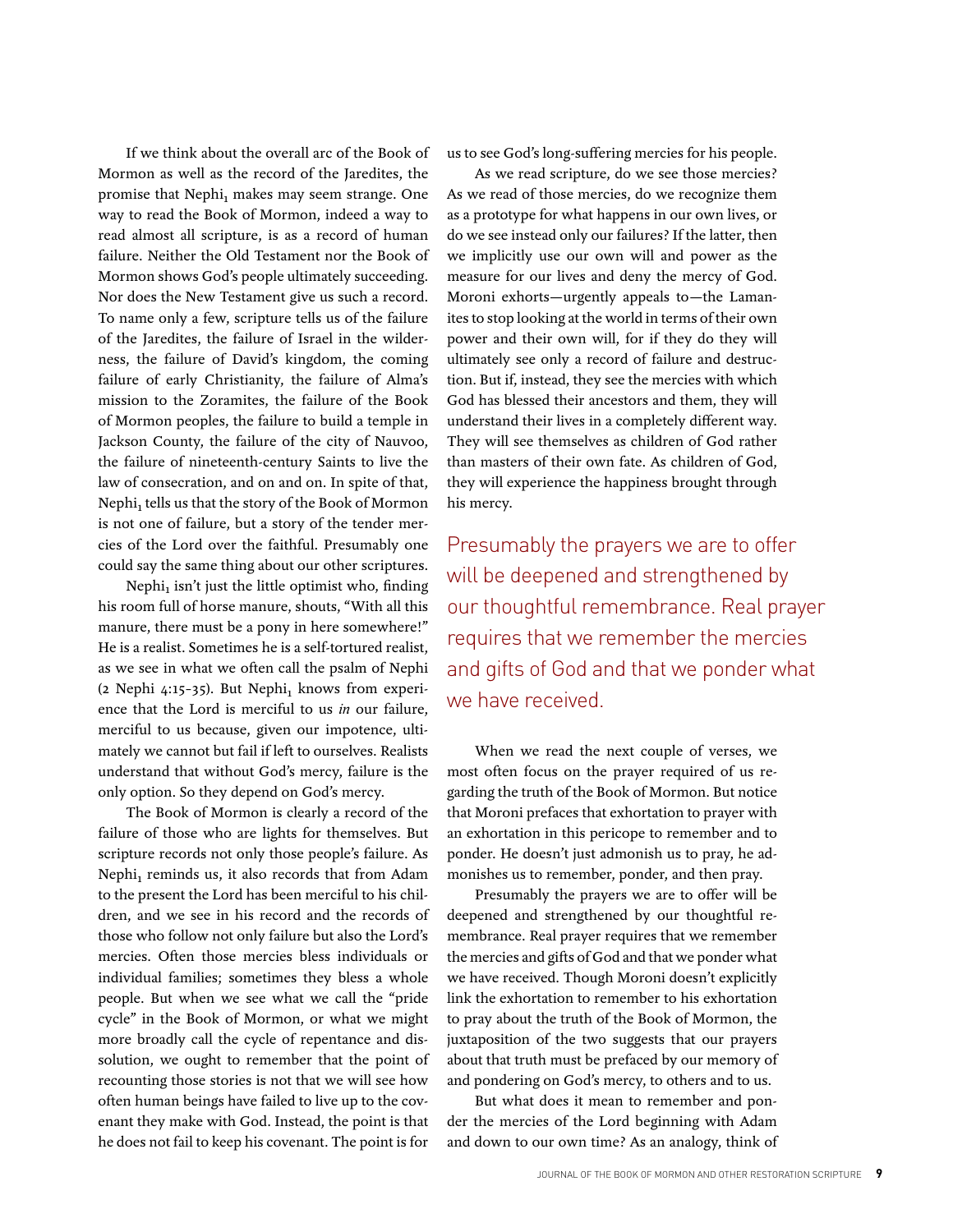If we think about the overall arc of the Book of Mormon as well as the record of the Jaredites, the promise that Nephi$_1$ makes may seem strange. One way to read the Book of Mormon, indeed a way to read almost all scripture, is as a record of human failure. Neither the Old Testament nor the Book of Mormon shows God's people ultimately succeeding. Nor does the New Testament give us such a record. To name only a few, scripture tells us of the failure of the Jaredites, the failure of Israel in the wilderness, the failure of David's kingdom, the coming failure of early Christianity, the failure of Alma's mission to the Zoramites, the failure of the Book of Mormon peoples, the failure to build a temple in Jackson County, the failure of the city of Nauvoo, the failure of nineteenth-century Saints to live the law of consecration, and on and on. In spite of that, Nephi$_1$ tells us that the story of the Book of Mormon is not one of failure, but a story of the tender mercies of the Lord over the faithful. Presumably one could say the same thing about our other scriptures.

Nephi$_1$ isn't just the little optimist who, finding his room full of horse manure, shouts, "With all this manure, there must be a pony in here somewhere!" He is a realist. Sometimes he is a self-tortured realist, as we see in what we often call the psalm of Nephi (2 Nephi 4:15–35). But Nephi$_1$ knows from experience that the Lord is merciful to us *in* our failure, merciful to us because, given our impotence, ultimately we cannot but fail if left to ourselves. Realists understand that without God's mercy, failure is the only option. So they depend on God's mercy.

The Book of Mormon is clearly a record of the failure of those who are lights for themselves. But scripture records not only those people's failure. As Nephi$_1$ reminds us, it also records that from Adam to the present the Lord has been merciful to his children, and we see in his record and the records of those who follow not only failure but also the Lord's mercies. Often those mercies bless individuals or individual families; sometimes they bless a whole people. But when we see what we call the "pride cycle" in the Book of Mormon, or what we might more broadly call the cycle of repentance and dissolution, we ought to remember that the point of recounting those stories is not that we will see how often human beings have failed to live up to the covenant they make with God. Instead, the point is that he does not fail to keep his covenant. The point is for us to see God's long-suffering mercies for his people.

As we read scripture, do we see those mercies? As we read of those mercies, do we recognize them as a prototype for what happens in our own lives, or do we see instead only our failures? If the latter, then we implicitly use our own will and power as the measure for our lives and deny the mercy of God. Moroni exhorts—urgently appeals to—the Lamanites to stop looking at the world in terms of their own power and their own will, for if they do they will ultimately see only a record of failure and destruction. But if, instead, they see the mercies with which God has blessed their ancestors and them, they will understand their lives in a completely different way. They will see themselves as children of God rather than masters of their own fate. As children of God, they will experience the happiness brought through his mercy.

> Presumably the prayers we are to offer will be deepened and strengthened by our thoughtful remembrance. Real prayer requires that we remember the mercies and gifts of God and that we ponder what we have received.

When we read the next couple of verses, we most often focus on the prayer required of us regarding the truth of the Book of Mormon. But notice that Moroni prefaces that exhortation to prayer with an exhortation in this pericope to remember and to ponder. He doesn't just admonish us to pray, he admonishes us to remember, ponder, and then pray.

Presumably the prayers we are to offer will be deepened and strengthened by our thoughtful remembrance. Real prayer requires that we remember the mercies and gifts of God and that we ponder what we have received. Though Moroni doesn't explicitly link the exhortation to remember to his exhortation to pray about the truth of the Book of Mormon, the juxtaposition of the two suggests that our prayers about that truth must be prefaced by our memory of and pondering on God's mercy, to others and to us.

But what does it mean to remember and ponder the mercies of the Lord beginning with Adam and down to our own time? As an analogy, think of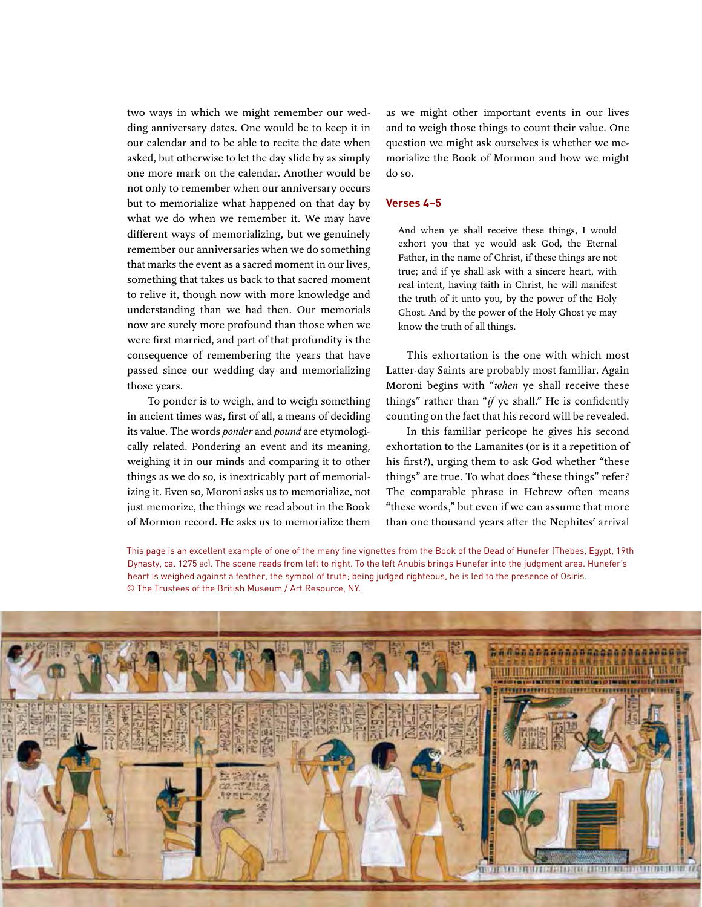two ways in which we might remember our wedding anniversary dates. One would be to keep it in our calendar and to be able to recite the date when asked, but otherwise to let the day slide by as simply one more mark on the calendar. Another would be not only to remember when our anniversary occurs but to memorialize what happened on that day by what we do when we remember it. We may have different ways of memorializing, but we genuinely remember our anniversaries when we do something that marks the event as a sacred moment in our lives, something that takes us back to that sacred moment to relive it, though now with more knowledge and understanding than we had then. Our memorials now are surely more profound than those when we were first married, and part of that profundity is the consequence of remembering the years that have passed since our wedding day and memorializing those years.

To ponder is to weigh, and to weigh something in ancient times was, first of all, a means of deciding its value. The words *ponder* and *pound* are etymologically related. Pondering an event and its meaning, weighing it in our minds and comparing it to other things as we do so, is inextricably part of memorializing it. Even so, Moroni asks us to memorialize, not just memorize, the things we read about in the Book of Mormon record. He asks us to memorialize them as we might other important events in our lives and to weigh those things to count their value. One question we might ask ourselves is whether we memorialize the Book of Mormon and how we might do so.

### Verses 4–5

> And when ye shall receive these things, I would exhort you that ye would ask God, the Eternal Father, in the name of Christ, if these things are not true; and if ye shall ask with a sincere heart, with real intent, having faith in Christ, he will manifest the truth of it unto you, by the power of the Holy Ghost. And by the power of the Holy Ghost ye may know the truth of all things.

This exhortation is the one with which most Latter-day Saints are probably most familiar. Again Moroni begins with "*when* ye shall receive these things" rather than "*if* ye shall." He is confidently counting on the fact that his record will be revealed.

In this familiar pericope he gives his second exhortation to the Lamanites (or is it a repetition of his first?), urging them to ask God whether "these things" are true. To what does "these things" refer? The comparable phrase in Hebrew often means "these words," but even if we can assume that more than one thousand years after the Nephites' arrival

This page is an excellent example of one of the many fine vignettes from the Book of the Dead of Hunefer (Thebes, Egypt, 19th Dynasty, ca. 1275 BC). The scene reads from left to right. To the left Anubis brings Hunefer into the judgment area. Hunefer's heart is weighed against a feather, the symbol of truth; being judged righteous, he is led to the presence of Osiris. © The Trustees of the British Museum / Art Resource, NY.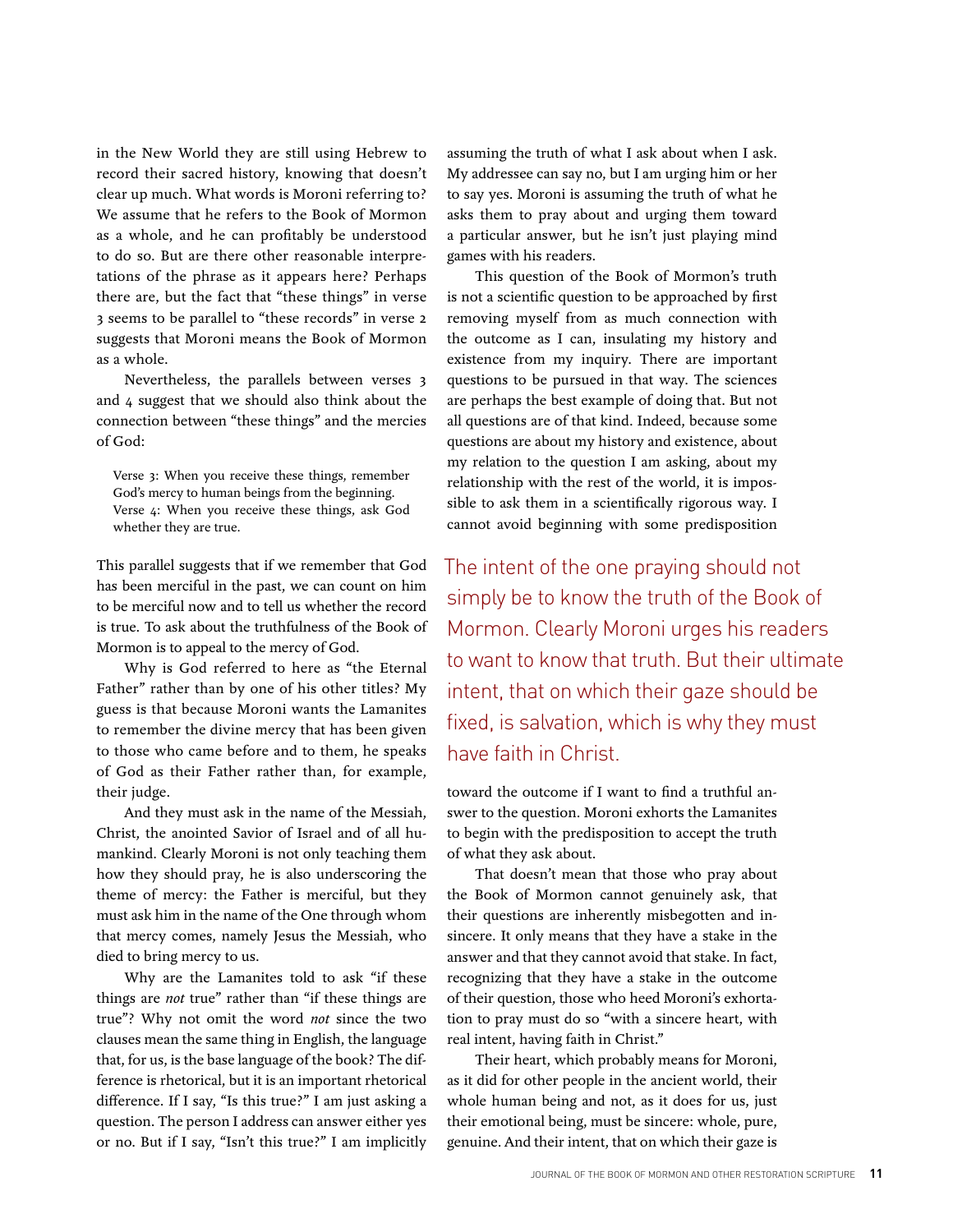in the New World they are still using Hebrew to record their sacred history, knowing that doesn't clear up much. What words is Moroni referring to? We assume that he refers to the Book of Mormon as a whole, and he can profitably be understood to do so. But are there other reasonable interpretations of the phrase as it appears here? Perhaps there are, but the fact that "these things" in verse 3 seems to be parallel to "these records" in verse 2 suggests that Moroni means the Book of Mormon as a whole.

Nevertheless, the parallels between verses 3 and 4 suggest that we should also think about the connection between "these things" and the mercies of God:

> Verse 3: When you receive these things, remember God's mercy to human beings from the beginning.
> Verse 4: When you receive these things, ask God whether they are true.

This parallel suggests that if we remember that God has been merciful in the past, we can count on him to be merciful now and to tell us whether the record is true. To ask about the truthfulness of the Book of Mormon is to appeal to the mercy of God.

Why is God referred to here as "the Eternal Father" rather than by one of his other titles? My guess is that because Moroni wants the Lamanites to remember the divine mercy that has been given to those who came before and to them, he speaks of God as their Father rather than, for example, their judge.

And they must ask in the name of the Messiah, Christ, the anointed Savior of Israel and of all humankind. Clearly Moroni is not only teaching them how they should pray, he is also underscoring the theme of mercy: the Father is merciful, but they must ask him in the name of the One through whom that mercy comes, namely Jesus the Messiah, who died to bring mercy to us.

Why are the Lamanites told to ask "if these things are *not* true" rather than "if these things are true"? Why not omit the word *not* since the two clauses mean the same thing in English, the language that, for us, is the base language of the book? The difference is rhetorical, but it is an important rhetorical difference. If I say, "Is this true?" I am just asking a question. The person I address can answer either yes or no. But if I say, "Isn't this true?" I am implicitly assuming the truth of what I ask about when I ask. My addressee can say no, but I am urging him or her to say yes. Moroni is assuming the truth of what he asks them to pray about and urging them toward a particular answer, but he isn't just playing mind games with his readers.

This question of the Book of Mormon's truth is not a scientific question to be approached by first removing myself from as much connection with the outcome as I can, insulating my history and existence from my inquiry. There are important questions to be pursued in that way. The sciences are perhaps the best example of doing that. But not all questions are of that kind. Indeed, because some questions are about my history and existence, about my relation to the question I am asking, about my relationship with the rest of the world, it is impossible to ask them in a scientifically rigorous way. I cannot avoid beginning with some predisposition toward the outcome if I want to find a truthful answer to the question. Moroni exhorts the Lamanites to begin with the predisposition to accept the truth of what they ask about.

> The intent of the one praying should not simply be to know the truth of the Book of Mormon. Clearly Moroni urges his readers to want to know that truth. But their ultimate intent, that on which their gaze should be fixed, is salvation, which is why they must have faith in Christ.

That doesn't mean that those who pray about the Book of Mormon cannot genuinely ask, that their questions are inherently misbegotten and insincere. It only means that they have a stake in the answer and that they cannot avoid that stake. In fact, recognizing that they have a stake in the outcome of their question, those who heed Moroni's exhortation to pray must do so "with a sincere heart, with real intent, having faith in Christ."

Their heart, which probably means for Moroni, as it did for other people in the ancient world, their whole human being and not, as it does for us, just their emotional being, must be sincere: whole, pure, genuine. And their intent, that on which their gaze is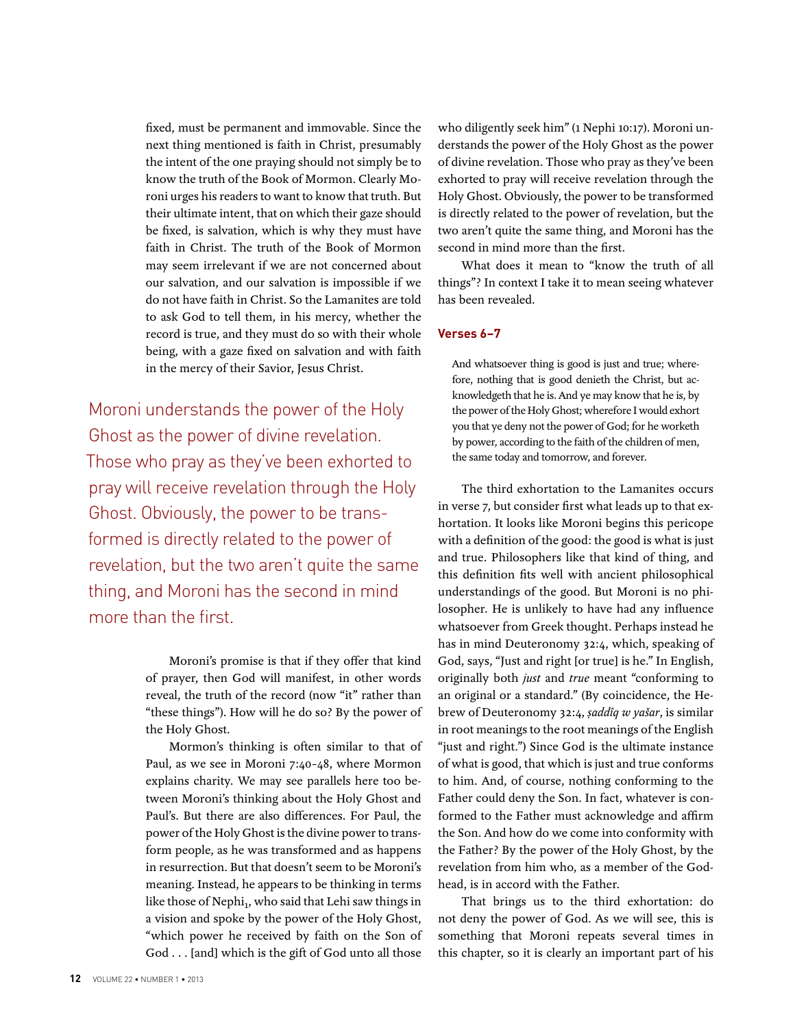fixed, must be permanent and immovable. Since the next thing mentioned is faith in Christ, presumably the intent of the one praying should not simply be to know the truth of the Book of Mormon. Clearly Moroni urges his readers to want to know that truth. But their ultimate intent, that on which their gaze should be fixed, is salvation, which is why they must have faith in Christ. The truth of the Book of Mormon may seem irrelevant if we are not concerned about our salvation, and our salvation is impossible if we do not have faith in Christ. So the Lamanites are told to ask God to tell them, in his mercy, whether the record is true, and they must do so with their whole being, with a gaze fixed on salvation and with faith in the mercy of their Savior, Jesus Christ.

Moroni's promise is that if they offer that kind of prayer, then God will manifest, in other words reveal, the truth of the record (now "it" rather than "these things"). How will he do so? By the power of the Holy Ghost.

Mormon's thinking is often similar to that of Paul, as we see in Moroni 7:40–48, where Mormon explains charity. We may see parallels here too between Moroni's thinking about the Holy Ghost and Paul's. But there are also differences. For Paul, the power of the Holy Ghost is the divine power to transform people, as he was transformed and as happens in resurrection. But that doesn't seem to be Moroni's meaning. Instead, he appears to be thinking in terms like those of Nephi$_1$, who said that Lehi saw things in a vision and spoke by the power of the Holy Ghost, "which power he received by faith on the Son of God . . . [and] which is the gift of God unto all those who diligently seek him" (1 Nephi 10:17). Moroni understands the power of the Holy Ghost as the power of divine revelation. Those who pray as they've been exhorted to pray will receive revelation through the Holy Ghost. Obviously, the power to be transformed is directly related to the power of revelation, but the two aren't quite the same thing, and Moroni has the second in mind more than the first.

What does it mean to "know the truth of all things"? In context I take it to mean seeing whatever has been revealed.

### Verses 6–7

> And whatsoever thing is good is just and true; wherefore, nothing that is good denieth the Christ, but acknowledgeth that he is. And ye may know that he is, by the power of the Holy Ghost; wherefore I would exhort you that ye deny not the power of God; for he worketh by power, according to the faith of the children of men, the same today and tomorrow, and forever.

The third exhortation to the Lamanites occurs in verse 7, but consider first what leads up to that exhortation. It looks like Moroni begins this pericope with a definition of the good: the good is what is just and true. Philosophers like that kind of thing, and this definition fits well with ancient philosophical understandings of the good. But Moroni is no philosopher. He is unlikely to have had any influence whatsoever from Greek thought. Perhaps instead he has in mind Deuteronomy 32:4, which, speaking of God, says, "Just and right [or true] is he." In English, originally both *just* and *true* meant "conforming to an original or a standard." (By coincidence, the Hebrew of Deuteronomy 32:4, *ṣaddîq w yašar*, is similar in root meanings to the root meanings of the English "just and right.") Since God is the ultimate instance of what is good, that which is just and true conforms to him. And, of course, nothing conforming to the Father could deny the Son. In fact, whatever is conformed to the Father must acknowledge and affirm the Son. And how do we come into conformity with the Father? By the power of the Holy Ghost, by the revelation from him who, as a member of the Godhead, is in accord with the Father.

That brings us to the third exhortation: do not deny the power of God. As we will see, this is something that Moroni repeats several times in this chapter, so it is clearly an important part of his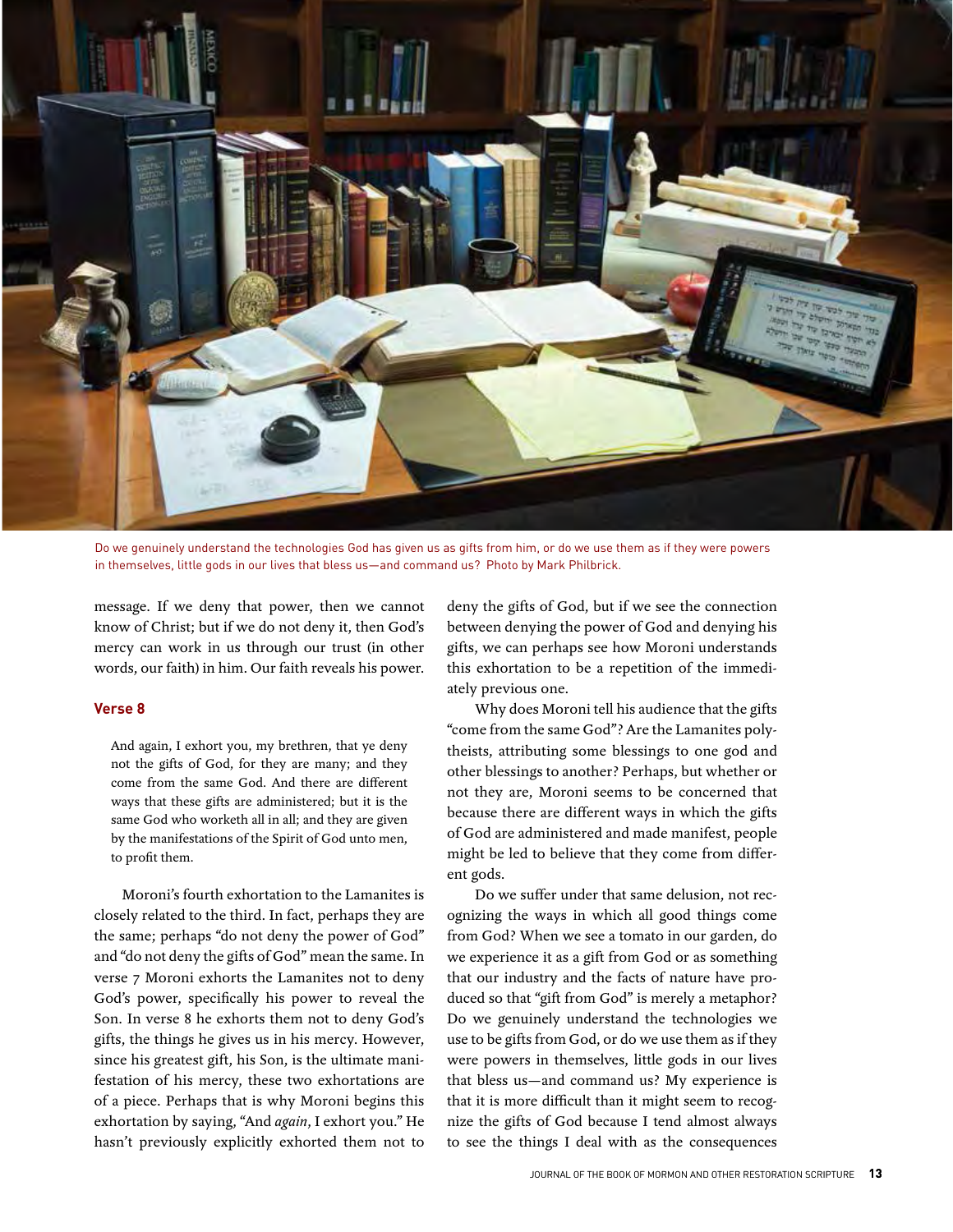Do we genuinely understand the technologies God has given us as gifts from him, or do we use them as if they were powers in themselves, little gods in our lives that bless us—and command us? Photo by Mark Philbrick.

message. If we deny that power, then we cannot know of Christ; but if we do not deny it, then God's mercy can work in us through our trust (in other words, our faith) in him. Our faith reveals his power.

### Verse 8

> And again, I exhort you, my brethren, that ye deny not the gifts of God, for they are many; and they come from the same God. And there are different ways that these gifts are administered; but it is the same God who worketh all in all; and they are given by the manifestations of the Spirit of God unto men, to profit them.

Moroni's fourth exhortation to the Lamanites is closely related to the third. In fact, perhaps they are the same; perhaps "do not deny the power of God" and "do not deny the gifts of God" mean the same. In verse 7 Moroni exhorts the Lamanites not to deny God's power, specifically his power to reveal the Son. In verse 8 he exhorts them not to deny God's gifts, the things he gives us in his mercy. However, since his greatest gift, his Son, is the ultimate manifestation of his mercy, these two exhortations are of a piece. Perhaps that is why Moroni begins this exhortation by saying, "And *again*, I exhort you." He hasn't previously explicitly exhorted them not to deny the gifts of God, but if we see the connection between denying the power of God and denying his gifts, we can perhaps see how Moroni understands this exhortation to be a repetition of the immediately previous one.

Why does Moroni tell his audience that the gifts "come from the same God"? Are the Lamanites polytheists, attributing some blessings to one god and other blessings to another? Perhaps, but whether or not they are, Moroni seems to be concerned that because there are different ways in which the gifts of God are administered and made manifest, people might be led to believe that they come from different gods.

Do we suffer under that same delusion, not recognizing the ways in which all good things come from God? When we see a tomato in our garden, do we experience it as a gift from God or as something that our industry and the facts of nature have produced so that "gift from God" is merely a metaphor? Do we genuinely understand the technologies we use to be gifts from God, or do we use them as if they were powers in themselves, little gods in our lives that bless us—and command us? My experience is that it is more difficult than it might seem to recognize the gifts of God because I tend almost always to see the things I deal with as the consequences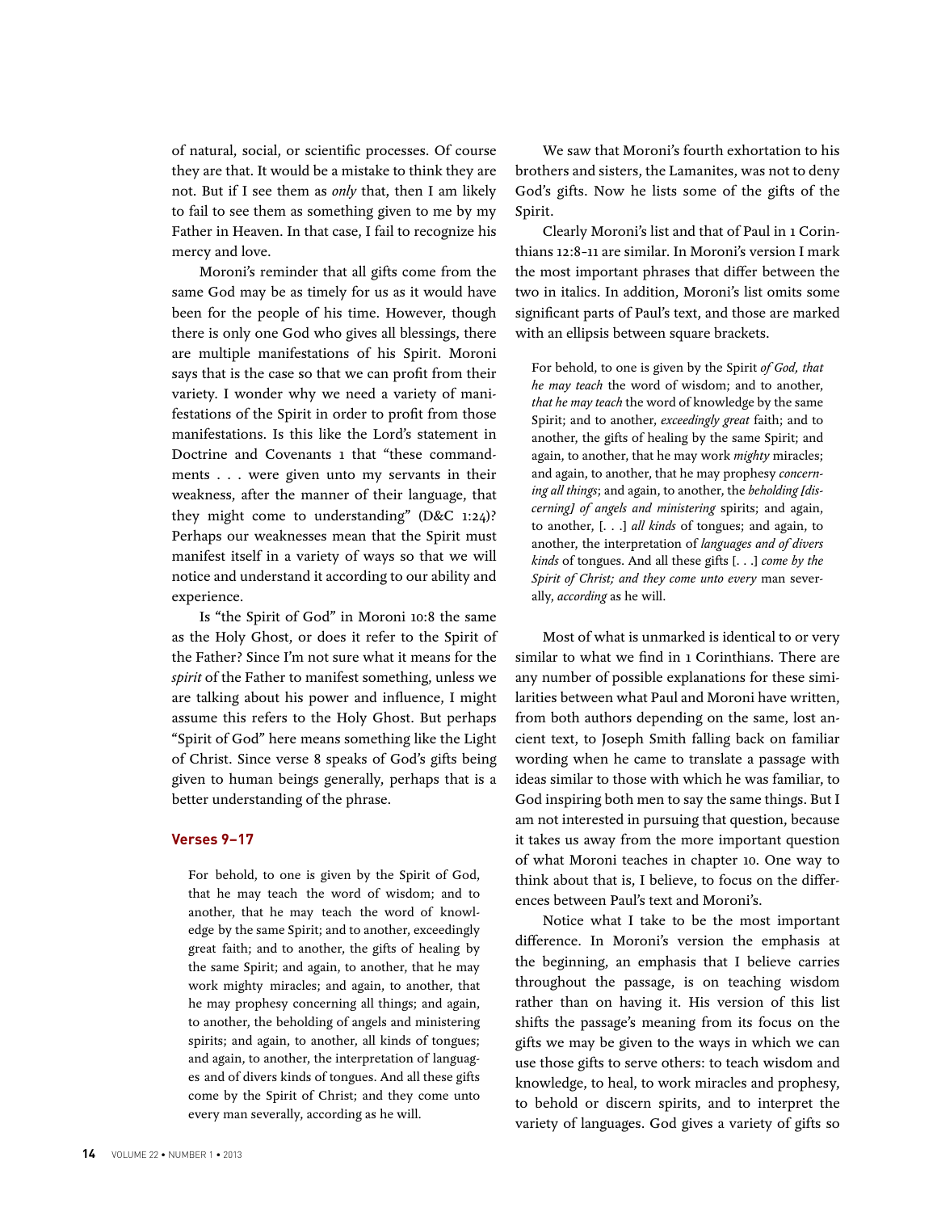of natural, social, or scientific processes. Of course they are that. It would be a mistake to think they are not. But if I see them as *only* that, then I am likely to fail to see them as something given to me by my Father in Heaven. In that case, I fail to recognize his mercy and love.

Moroni's reminder that all gifts come from the same God may be as timely for us as it would have been for the people of his time. However, though there is only one God who gives all blessings, there are multiple manifestations of his Spirit. Moroni says that is the case so that we can profit from their variety. I wonder why we need a variety of manifestations of the Spirit in order to profit from those manifestations. Is this like the Lord's statement in Doctrine and Covenants 1 that "these commandments . . . were given unto my servants in their weakness, after the manner of their language, that they might come to understanding" (D&C 1:24)? Perhaps our weaknesses mean that the Spirit must manifest itself in a variety of ways so that we will notice and understand it according to our ability and experience.

Is "the Spirit of God" in Moroni 10:8 the same as the Holy Ghost, or does it refer to the Spirit of the Father? Since I'm not sure what it means for the *spirit* of the Father to manifest something, unless we are talking about his power and influence, I might assume this refers to the Holy Ghost. But perhaps "Spirit of God" here means something like the Light of Christ. Since verse 8 speaks of God's gifts being given to human beings generally, perhaps that is a better understanding of the phrase.

### Verses 9–17

> For behold, to one is given by the Spirit of God, that he may teach the word of wisdom; and to another, that he may teach the word of knowledge by the same Spirit; and to another, exceedingly great faith; and to another, the gifts of healing by the same Spirit; and again, to another, that he may work mighty miracles; and again, to another, that he may prophesy concerning all things; and again, to another, the beholding of angels and ministering spirits; and again, to another, all kinds of tongues; and again, to another, the interpretation of languages and of divers kinds of tongues. And all these gifts come by the Spirit of Christ; and they come unto every man severally, according as he will.

We saw that Moroni's fourth exhortation to his brothers and sisters, the Lamanites, was not to deny God's gifts. Now he lists some of the gifts of the Spirit.

Clearly Moroni's list and that of Paul in 1 Corinthians 12:8–11 are similar. In Moroni's version I mark the most important phrases that differ between the two in italics. In addition, Moroni's list omits some significant parts of Paul's text, and those are marked with an ellipsis between square brackets.

> For behold, to one is given by the Spirit *of God, that he may teach* the word of wisdom; and to another, *that he may teach* the word of knowledge by the same Spirit; and to another, *exceedingly great* faith; and to another, the gifts of healing by the same Spirit; and again, to another, that he may work *mighty* miracles; and again, to another, that he may prophesy *concerning all things*; and again, to another, the *beholding [discerning] of angels and ministering* spirits; and again, to another, [. . .] *all kinds* of tongues; and again, to another, the interpretation of *languages and of divers kinds* of tongues. And all these gifts [. . .] *come by the Spirit of Christ; and they come unto every* man severally, *according* as he will.

Most of what is unmarked is identical to or very similar to what we find in 1 Corinthians. There are any number of possible explanations for these similarities between what Paul and Moroni have written, from both authors depending on the same, lost ancient text, to Joseph Smith falling back on familiar wording when he came to translate a passage with ideas similar to those with which he was familiar, to God inspiring both men to say the same things. But I am not interested in pursuing that question, because it takes us away from the more important question of what Moroni teaches in chapter 10. One way to think about that is, I believe, to focus on the differences between Paul's text and Moroni's.

Notice what I take to be the most important difference. In Moroni's version the emphasis at the beginning, an emphasis that I believe carries throughout the passage, is on teaching wisdom rather than on having it. His version of this list shifts the passage's meaning from its focus on the gifts we may be given to the ways in which we can use those gifts to serve others: to teach wisdom and knowledge, to heal, to work miracles and prophesy, to behold or discern spirits, and to interpret the variety of languages. God gives a variety of gifts so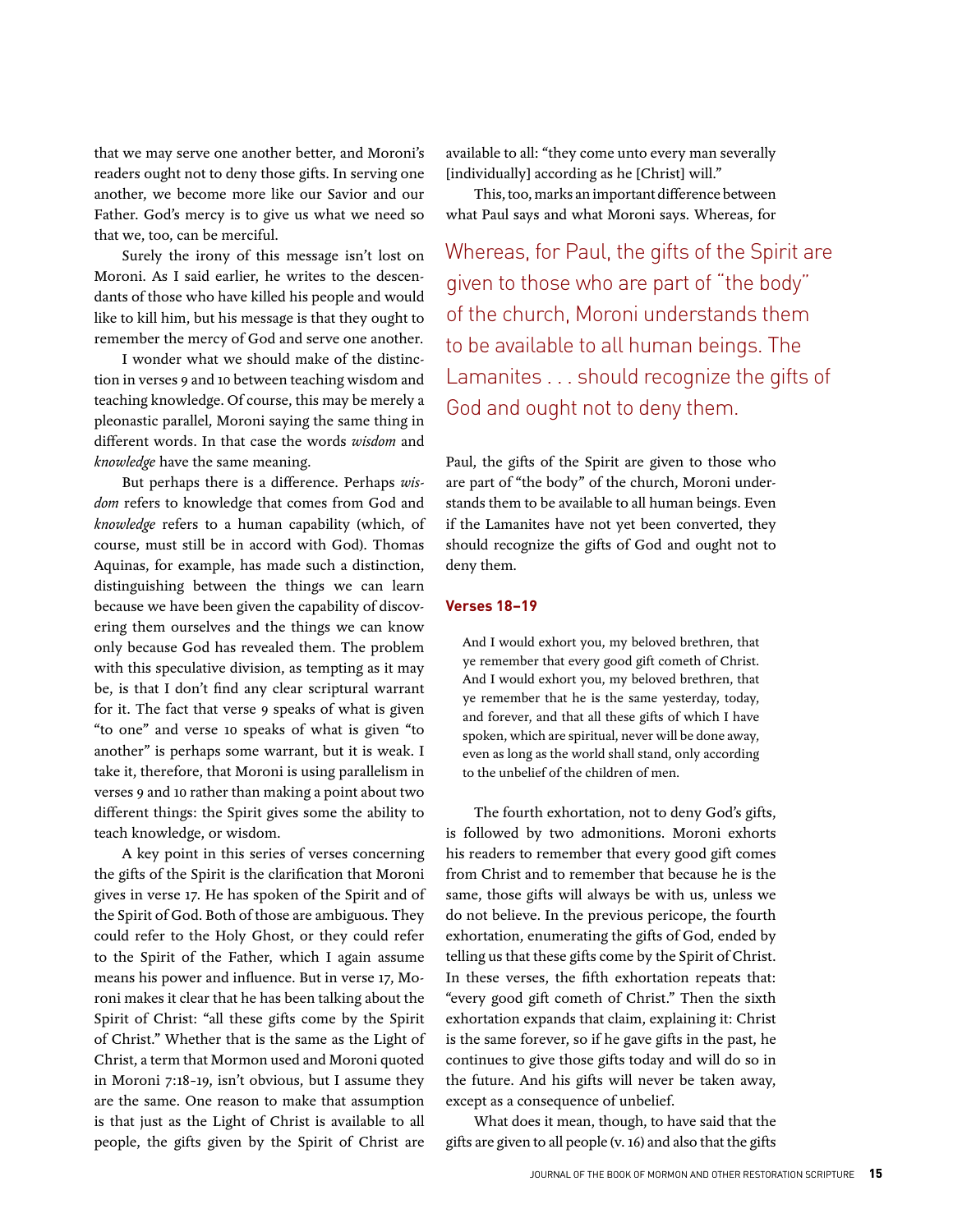that we may serve one another better, and Moroni's readers ought not to deny those gifts. In serving one another, we become more like our Savior and our Father. God's mercy is to give us what we need so that we, too, can be merciful.

Surely the irony of this message isn't lost on Moroni. As I said earlier, he writes to the descendants of those who have killed his people and would like to kill him, but his message is that they ought to remember the mercy of God and serve one another.

I wonder what we should make of the distinction in verses 9 and 10 between teaching wisdom and teaching knowledge. Of course, this may be merely a pleonastic parallel, Moroni saying the same thing in different words. In that case the words *wisdom* and *knowledge* have the same meaning.

But perhaps there is a difference. Perhaps *wisdom* refers to knowledge that comes from God and *knowledge* refers to a human capability (which, of course, must still be in accord with God). Thomas Aquinas, for example, has made such a distinction, distinguishing between the things we can learn because we have been given the capability of discovering them ourselves and the things we can know only because God has revealed them. The problem with this speculative division, as tempting as it may be, is that I don't find any clear scriptural warrant for it. The fact that verse 9 speaks of what is given "to one" and verse 10 speaks of what is given "to another" is perhaps some warrant, but it is weak. I take it, therefore, that Moroni is using parallelism in verses 9 and 10 rather than making a point about two different things: the Spirit gives some the ability to teach knowledge, or wisdom.

A key point in this series of verses concerning the gifts of the Spirit is the clarification that Moroni gives in verse 17. He has spoken of the Spirit and of the Spirit of God. Both of those are ambiguous. They could refer to the Holy Ghost, or they could refer to the Spirit of the Father, which I again assume means his power and influence. But in verse 17, Moroni makes it clear that he has been talking about the Spirit of Christ: "all these gifts come by the Spirit of Christ." Whether that is the same as the Light of Christ, a term that Mormon used and Moroni quoted in Moroni 7:18-19, isn't obvious, but I assume they are the same. One reason to make that assumption is that just as the Light of Christ is available to all people, the gifts given by the Spirit of Christ are available to all: "they come unto every man severally [individually] according as he [Christ] will."

This, too, marks an important difference between what Paul says and what Moroni says. Whereas, for Paul, the gifts of the Spirit are given to those who are part of "the body" of the church, Moroni understands them to be available to all human beings. Even if the Lamanites have not yet been converted, they should recognize the gifts of God and ought not to deny them.

> Whereas, for Paul, the gifts of the Spirit are given to those who are part of "the body" of the church, Moroni understands them to be available to all human beings. The Lamanites . . . should recognize the gifts of God and ought not to deny them.

### Verses 18–19

> And I would exhort you, my beloved brethren, that ye remember that every good gift cometh of Christ. And I would exhort you, my beloved brethren, that ye remember that he is the same yesterday, today, and forever, and that all these gifts of which I have spoken, which are spiritual, never will be done away, even as long as the world shall stand, only according to the unbelief of the children of men.

The fourth exhortation, not to deny God's gifts, is followed by two admonitions. Moroni exhorts his readers to remember that every good gift comes from Christ and to remember that because he is the same, those gifts will always be with us, unless we do not believe. In the previous pericope, the fourth exhortation, enumerating the gifts of God, ended by telling us that these gifts come by the Spirit of Christ. In these verses, the fifth exhortation repeats that: "every good gift cometh of Christ." Then the sixth exhortation expands that claim, explaining it: Christ is the same forever, so if he gave gifts in the past, he continues to give those gifts today and will do so in the future. And his gifts will never be taken away, except as a consequence of unbelief.

What does it mean, though, to have said that the gifts are given to all people (v. 16) and also that the gifts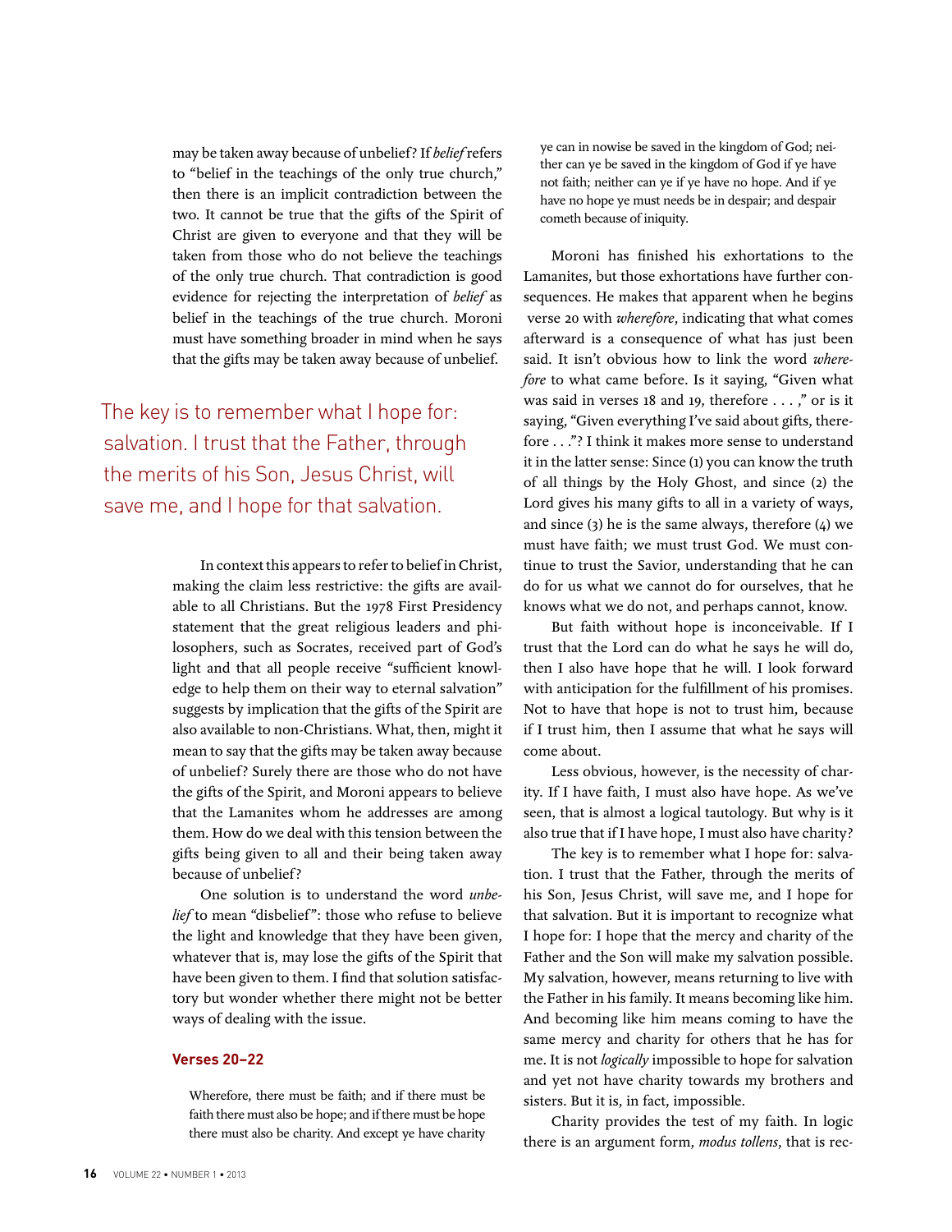may be taken away because of unbelief? If *belief* refers to "belief in the teachings of the only true church," then there is an implicit contradiction between the two. It cannot be true that the gifts of the Spirit of Christ are given to everyone and that they will be taken from those who do not believe the teachings of the only true church. That contradiction is good evidence for rejecting the interpretation of *belief* as belief in the teachings of the true church. Moroni must have something broader in mind when he says that the gifts may be taken away because of unbelief.

> The key is to remember what I hope for: salvation. I trust that the Father, through the merits of his Son, Jesus Christ, will save me, and I hope for that salvation.

In context this appears to refer to belief in Christ, making the claim less restrictive: the gifts are available to all Christians. But the 1978 First Presidency statement that the great religious leaders and philosophers, such as Socrates, received part of God's light and that all people receive "sufficient knowledge to help them on their way to eternal salvation" suggests by implication that the gifts of the Spirit are also available to non-Christians. What, then, might it mean to say that the gifts may be taken away because of unbelief? Surely there are those who do not have the gifts of the Spirit, and Moroni appears to believe that the Lamanites whom he addresses are among them. How do we deal with this tension between the gifts being given to all and their being taken away because of unbelief?

One solution is to understand the word *unbelief* to mean "disbelief": those who refuse to believe the light and knowledge that they have been given, whatever that is, may lose the gifts of the Spirit that have been given to them. I find that solution satisfactory but wonder whether there might not be better ways of dealing with the issue.

### Verses 20–22

> Wherefore, there must be faith; and if there must be faith there must also be hope; and if there must be hope there must also be charity. And except ye have charity ye can in nowise be saved in the kingdom of God; neither can ye be saved in the kingdom of God if ye have not faith; neither can ye if ye have no hope. And if ye have no hope ye must needs be in despair; and despair cometh because of iniquity.

Moroni has finished his exhortations to the Lamanites, but those exhortations have further consequences. He makes that apparent when he begins verse 20 with *wherefore*, indicating that what comes afterward is a consequence of what has just been said. It isn't obvious how to link the word *wherefore* to what came before. Is it saying, "Given what was said in verses 18 and 19, therefore . . . ," or is it saying, "Given everything I've said about gifts, therefore . . ."? I think it makes more sense to understand it in the latter sense: Since (1) you can know the truth of all things by the Holy Ghost, and since (2) the Lord gives his many gifts to all in a variety of ways, and since (3) he is the same always, therefore (4) we must have faith; we must trust God. We must continue to trust the Savior, understanding that he can do for us what we cannot do for ourselves, that he knows what we do not, and perhaps cannot, know.

But faith without hope is inconceivable. If I trust that the Lord can do what he says he will do, then I also have hope that he will. I look forward with anticipation for the fulfillment of his promises. Not to have that hope is not to trust him, because if I trust him, then I assume that what he says will come about.

Less obvious, however, is the necessity of charity. If I have faith, I must also have hope. As we've seen, that is almost a logical tautology. But why is it also true that if I have hope, I must also have charity?

The key is to remember what I hope for: salvation. I trust that the Father, through the merits of his Son, Jesus Christ, will save me, and I hope for that salvation. But it is important to recognize what I hope for: I hope that the mercy and charity of the Father and the Son will make my salvation possible. My salvation, however, means returning to live with the Father in his family. It means becoming like him. And becoming like him means coming to have the same mercy and charity for others that he has for me. It is not *logically* impossible to hope for salvation and yet not have charity towards my brothers and sisters. But it is, in fact, impossible.

Charity provides the test of my faith. In logic there is an argument form, *modus tollens*, that is rec-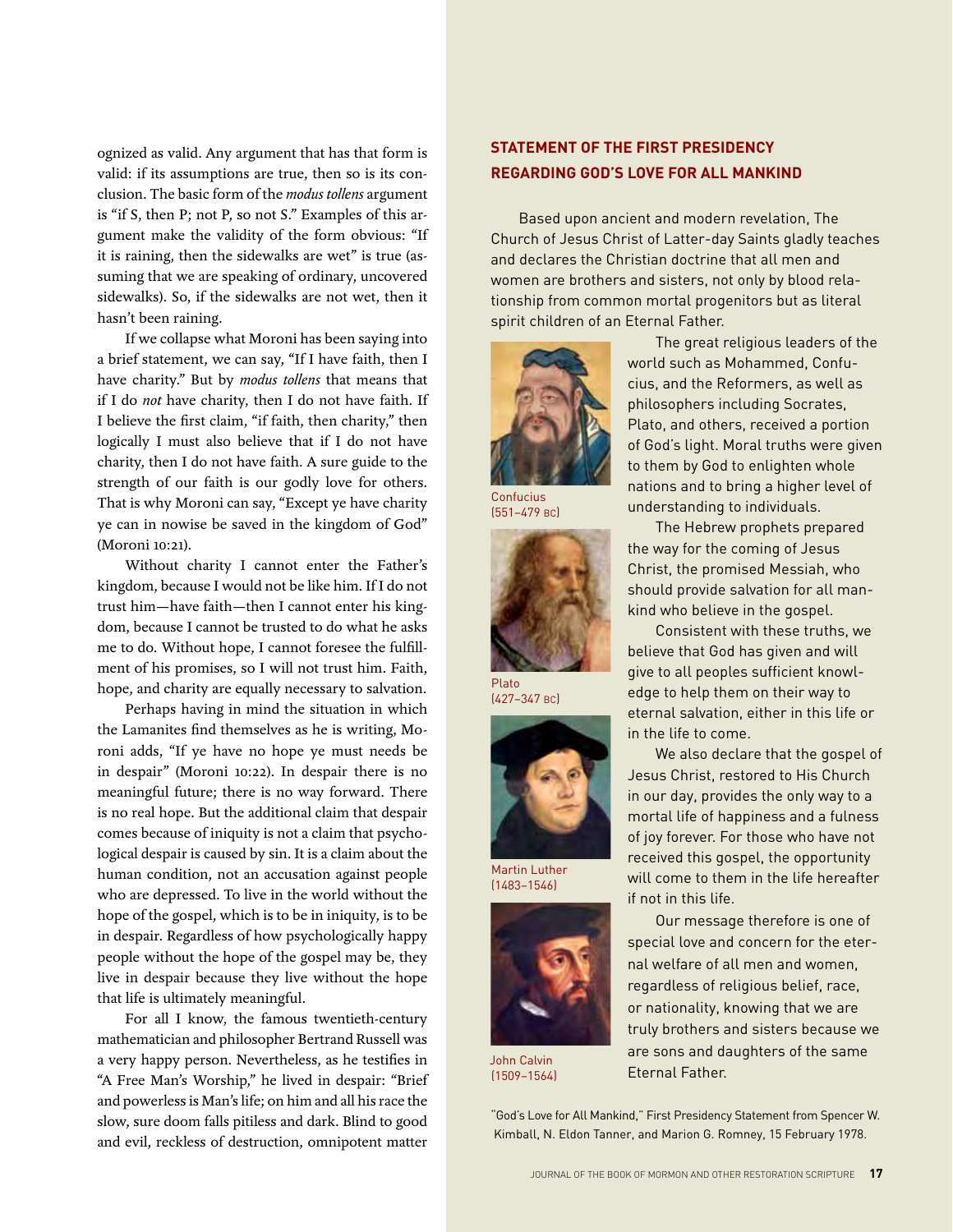ognized as valid. Any argument that has that form is valid: if its assumptions are true, then so is its conclusion. The basic form of the *modus tollens* argument is "if S, then P; not P, so not S." Examples of this argument make the validity of the form obvious: "If it is raining, then the sidewalks are wet" is true (assuming that we are speaking of ordinary, uncovered sidewalks). So, if the sidewalks are not wet, then it hasn't been raining.

If we collapse what Moroni has been saying into a brief statement, we can say, "If I have faith, then I have charity." But by *modus tollens* that means that if I do *not* have charity, then I do not have faith. If I believe the first claim, "if faith, then charity," then logically I must also believe that if I do not have charity, then I do not have faith. A sure guide to the strength of our faith is our godly love for others. That is why Moroni can say, "Except ye have charity ye can in nowise be saved in the kingdom of God" (Moroni 10:21).

Without charity I cannot enter the Father's kingdom, because I would not be like him. If I do not trust him—have faith—then I cannot enter his kingdom, because I cannot be trusted to do what he asks me to do. Without hope, I cannot foresee the fulfillment of his promises, so I will not trust him. Faith, hope, and charity are equally necessary to salvation.

Perhaps having in mind the situation in which the Lamanites find themselves as he is writing, Moroni adds, "If ye have no hope ye must needs be in despair" (Moroni 10:22). In despair there is no meaningful future; there is no way forward. There is no real hope. But the additional claim that despair comes because of iniquity is not a claim that psychological despair is caused by sin. It is a claim about the human condition, not an accusation against people who are depressed. To live in the world without the hope of the gospel, which is to be in iniquity, is to be in despair. Regardless of how psychologically happy people without the hope of the gospel may be, they live in despair because they live without the hope that life is ultimately meaningful.

For all I know, the famous twentieth-century mathematician and philosopher Bertrand Russell was a very happy person. Nevertheless, as he testifies in "A Free Man's Worship," he lived in despair: "Brief and powerless is Man's life; on him and all his race the slow, sure doom falls pitiless and dark. Blind to good and evil, reckless of destruction, omnipotent matter

## STATEMENT OF THE FIRST PRESIDENCY REGARDING GOD'S LOVE FOR ALL MANKIND

Based upon ancient and modern revelation, The Church of Jesus Christ of Latter-day Saints gladly teaches and declares the Christian doctrine that all men and women are brothers and sisters, not only by blood relationship from common mortal progenitors but as literal spirit children of an Eternal Father.

The great religious leaders of the world such as Mohammed, Confucius, and the Reformers, as well as philosophers including Socrates, Plato, and others, received a portion of God's light. Moral truths were given to them by God to enlighten whole nations and to bring a higher level of understanding to individuals.

The Hebrew prophets prepared the way for the coming of Jesus Christ, the promised Messiah, who should provide salvation for all mankind who believe in the gospel.

Consistent with these truths, we believe that God has given and will give to all peoples sufficient knowledge to help them on their way to eternal salvation, either in this life or in the life to come.

We also declare that the gospel of Jesus Christ, restored to His Church in our day, provides the only way to a mortal life of happiness and a fulness of joy forever. For those who have not received this gospel, the opportunity will come to them in the life hereafter if not in this life.

Our message therefore is one of special love and concern for the eternal welfare of all men and women, regardless of religious belief, race, or nationality, knowing that we are truly brothers and sisters because we are sons and daughters of the same Eternal Father.

Confucius (551–479 BC)

Plato (427–347 BC)

Martin Luther (1483–1546)

John Calvin (1509–1564)

"God's Love for All Mankind," First Presidency Statement from Spencer W. Kimball, N. Eldon Tanner, and Marion G. Romney, 15 February 1978.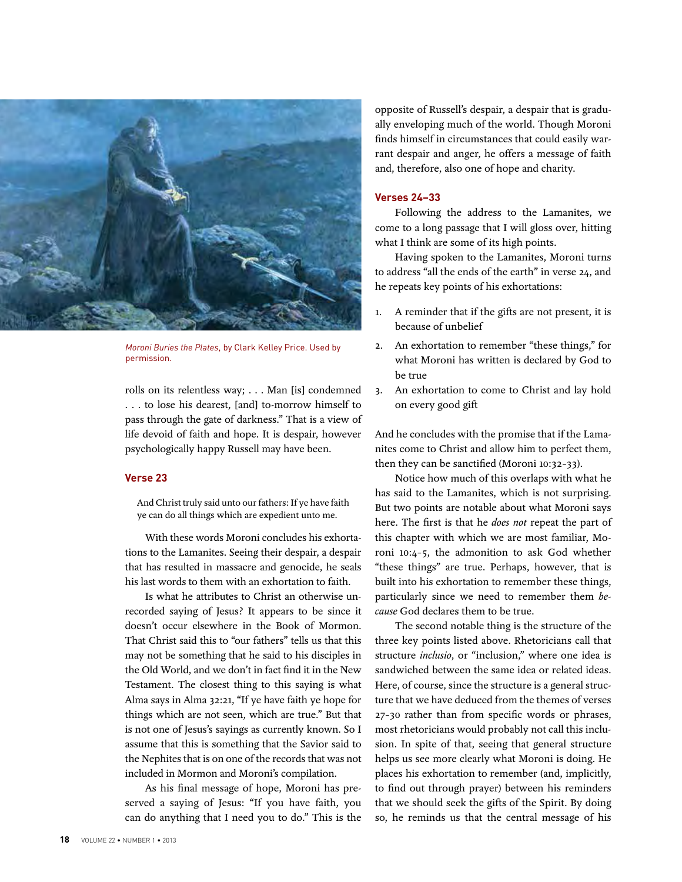*Moroni Buries the Plates*, by Clark Kelley Price. Used by permission.

rolls on its relentless way; . . . Man [is] condemned . . . to lose his dearest, [and] to-morrow himself to pass through the gate of darkness." That is a view of life devoid of faith and hope. It is despair, however psychologically happy Russell may have been.

### Verse 23

> And Christ truly said unto our fathers: If ye have faith ye can do all things which are expedient unto me.

With these words Moroni concludes his exhortations to the Lamanites. Seeing their despair, a despair that has resulted in massacre and genocide, he seals his last words to them with an exhortation to faith.

Is what he attributes to Christ an otherwise unrecorded saying of Jesus? It appears to be since it doesn't occur elsewhere in the Book of Mormon. That Christ said this to "our fathers" tells us that this may not be something that he said to his disciples in the Old World, and we don't in fact find it in the New Testament. The closest thing to this saying is what Alma says in Alma 32:21, "If ye have faith ye hope for things which are not seen, which are true." But that is not one of Jesus's sayings as currently known. So I assume that this is something that the Savior said to the Nephites that is on one of the records that was not included in Mormon and Moroni's compilation.

As his final message of hope, Moroni has preserved a saying of Jesus: "If you have faith, you can do anything that I need you to do." This is the opposite of Russell's despair, a despair that is gradually enveloping much of the world. Though Moroni finds himself in circumstances that could easily warrant despair and anger, he offers a message of faith and, therefore, also one of hope and charity.

### Verses 24–33

Following the address to the Lamanites, we come to a long passage that I will gloss over, hitting what I think are some of its high points.

Having spoken to the Lamanites, Moroni turns to address "all the ends of the earth" in verse 24, and he repeats key points of his exhortations:

1. A reminder that if the gifts are not present, it is because of unbelief
2. An exhortation to remember "these things," for what Moroni has written is declared by God to be true
3. An exhortation to come to Christ and lay hold on every good gift

And he concludes with the promise that if the Lamanites come to Christ and allow him to perfect them, then they can be sanctified (Moroni 10:32–33).

Notice how much of this overlaps with what he has said to the Lamanites, which is not surprising. But two points are notable about what Moroni says here. The first is that he *does not* repeat the part of this chapter with which we are most familiar, Moroni 10:4–5, the admonition to ask God whether "these things" are true. Perhaps, however, that is built into his exhortation to remember these things, particularly since we need to remember them *because* God declares them to be true.

The second notable thing is the structure of the three key points listed above. Rhetoricians call that structure *inclusio*, or "inclusion," where one idea is sandwiched between the same idea or related ideas. Here, of course, since the structure is a general structure that we have deduced from the themes of verses 27–30 rather than from specific words or phrases, most rhetoricians would probably not call this inclusion. In spite of that, seeing that general structure helps us see more clearly what Moroni is doing. He places his exhortation to remember (and, implicitly, to find out through prayer) between his reminders that we should seek the gifts of the Spirit. By doing so, he reminds us that the central message of his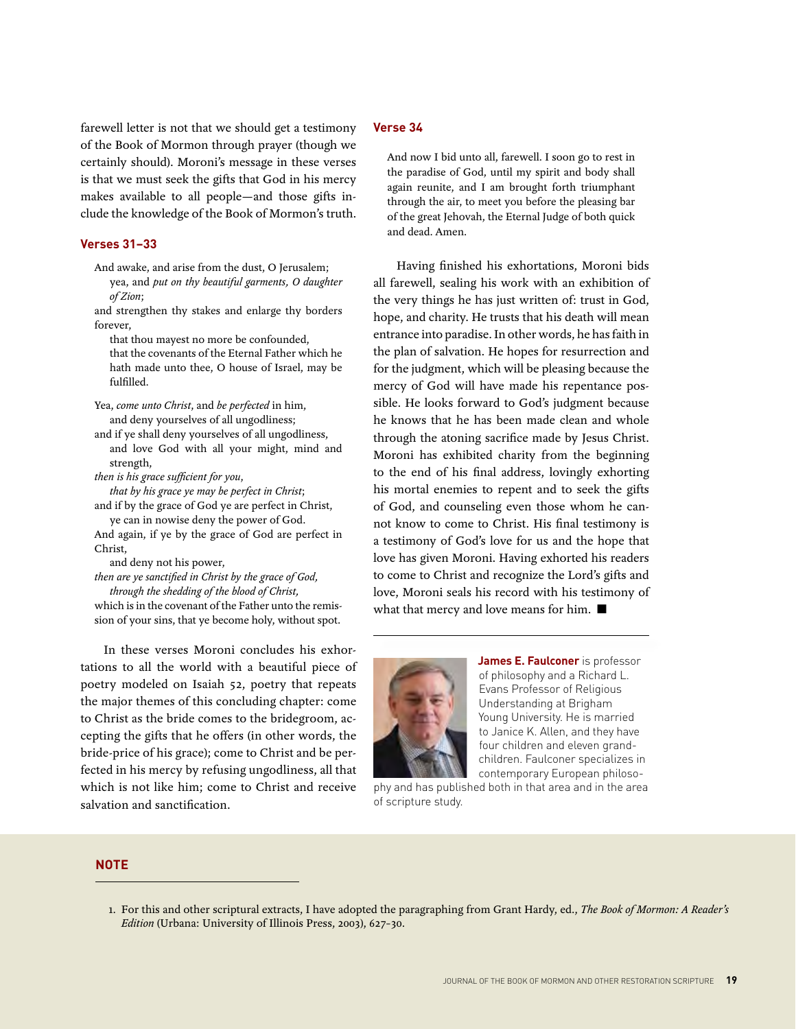farewell letter is not that we should get a testimony of the Book of Mormon through prayer (though we certainly should). Moroni's message in these verses is that we must seek the gifts that God in his mercy makes available to all people—and those gifts include the knowledge of the Book of Mormon's truth.

### Verses 31–33

> And awake, and arise from the dust, O Jerusalem;
> yea, and *put on thy beautiful garments, O daughter of Zion*;
> and strengthen thy stakes and enlarge thy borders forever,
> that thou mayest no more be confounded,
> that the covenants of the Eternal Father which he hath made unto thee, O house of Israel, may be fulfilled.
>
> Yea, *come unto Christ*, and *be perfected* in him,
> and deny yourselves of all ungodliness;
> and if ye shall deny yourselves of all ungodliness,
> and love God with all your might, mind and strength,
> *then is his grace sufficient for you*,
> *that by his grace ye may be perfect in Christ*;
> and if by the grace of God ye are perfect in Christ,
> ye can in nowise deny the power of God.
> And again, if ye by the grace of God are perfect in Christ,
> and deny not his power,
> *then are ye sanctified in Christ by the grace of God,*
> *through the shedding of the blood of Christ,*
> which is in the covenant of the Father unto the remission of your sins, that ye become holy, without spot.

In these verses Moroni concludes his exhortations to all the world with a beautiful piece of poetry modeled on Isaiah 52, poetry that repeats the major themes of this concluding chapter: come to Christ as the bride comes to the bridegroom, accepting the gifts that he offers (in other words, the bride-price of his grace); come to Christ and be perfected in his mercy by refusing ungodliness, all that which is not like him; come to Christ and receive salvation and sanctification.

### Verse 34

> And now I bid unto all, farewell. I soon go to rest in the paradise of God, until my spirit and body shall again reunite, and I am brought forth triumphant through the air, to meet you before the pleasing bar of the great Jehovah, the Eternal Judge of both quick and dead. Amen.

Having finished his exhortations, Moroni bids all farewell, sealing his work with an exhibition of the very things he has just written of: trust in God, hope, and charity. He trusts that his death will mean entrance into paradise. In other words, he has faith in the plan of salvation. He hopes for resurrection and for the judgment, which will be pleasing because the mercy of God will have made his repentance possible. He looks forward to God's judgment because he knows that he has been made clean and whole through the atoning sacrifice made by Jesus Christ. Moroni has exhibited charity from the beginning to the end of his final address, lovingly exhorting his mortal enemies to repent and to seek the gifts of God, and counseling even those whom he cannot know to come to Christ. His final testimony is a testimony of God's love for us and the hope that love has given Moroni. Having exhorted his readers to come to Christ and recognize the Lord's gifts and love, Moroni seals his record with his testimony of what that mercy and love means for him. ■

---

**James E. Faulconer** is professor of philosophy and a Richard L. Evans Professor of Religious Understanding at Brigham Young University. He is married to Janice K. Allen, and they have four children and eleven grandchildren. Faulconer specializes in contemporary European philosophy and has published both in that area and in the area of scripture study.

### NOTE

1. For this and other scriptural extracts, I have adopted the paragraphing from Grant Hardy, ed., *The Book of Mormon: A Reader's Edition* (Urbana: University of Illinois Press, 2003), 627–30.